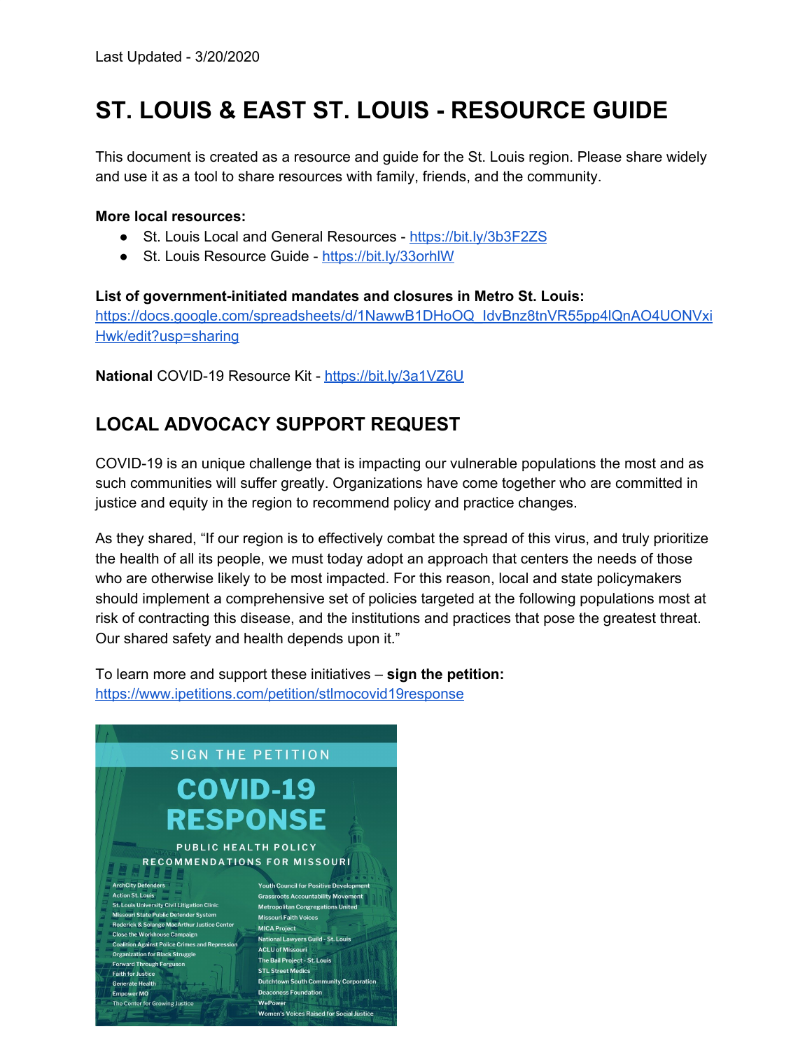Last Updated - 3/20/2020

# ST. LOUIS & EAST ST. LOUIS - RESOURCE GUIDE

This document is created as a resource and guide for the St. Louis region. Please share widely and use it as a tool to share resources with family, friends, and the community.

**More local resources:**

- St. Louis Local and General Resources - https://bit.ly/3b3F2ZS
- St. Louis Resource Guide - https://bit.ly/33orhlW

**List of government-initiated mandates and closures in Metro St. Louis:**
https://docs.google.com/spreadsheets/d/1NawwB1DHoOQ_IdvBnz8tnVR55pp4lQnAO4UONVxiHwk/edit?usp=sharing

**National** COVID-19 Resource Kit - https://bit.ly/3a1VZ6U

## LOCAL ADVOCACY SUPPORT REQUEST

COVID-19 is an unique challenge that is impacting our vulnerable populations the most and as such communities will suffer greatly. Organizations have come together who are committed in justice and equity in the region to recommend policy and practice changes.

As they shared, "If our region is to effectively combat the spread of this virus, and truly prioritize the health of all its people, we must today adopt an approach that centers the needs of those who are otherwise likely to be most impacted. For this reason, local and state policymakers should implement a comprehensive set of policies targeted at the following populations most at risk of contracting this disease, and the institutions and practices that pose the greatest threat. Our shared safety and health depends upon it."

To learn more and support these initiatives – **sign the petition:**
https://www.ipetitions.com/petition/stlmocovid19response

SIGN THE PETITION

COVID-19 RESPONSE

PUBLIC HEALTH POLICY RECOMMENDATIONS FOR MISSOURI

ArchCity Defenders
Action St. Louis
St. Louis University Civil Litigation Clinic
Missouri State Public Defender System
Roderick & Solange MacArthur Justice Center
Close the Workhouse Campaign
Coalition Against Police Crimes and Repression
Organization for Black Struggle
Forward Through Ferguson
Faith for Justice
Generate Health
Empower MO
The Center for Growing Justice
Youth Council for Positive Development
Grassroots Accountability Movement
Metropolitan Congregations United
Missouri Faith Voices
MICA Project
National Lawyers Guild - St. Louis
ACLU of Missouri
The Bail Project - St. Louis
STL Street Medics
Dutchtown South Community Corporation
Deaconess Foundation
WePower
Women's Voices Raised for Social Justice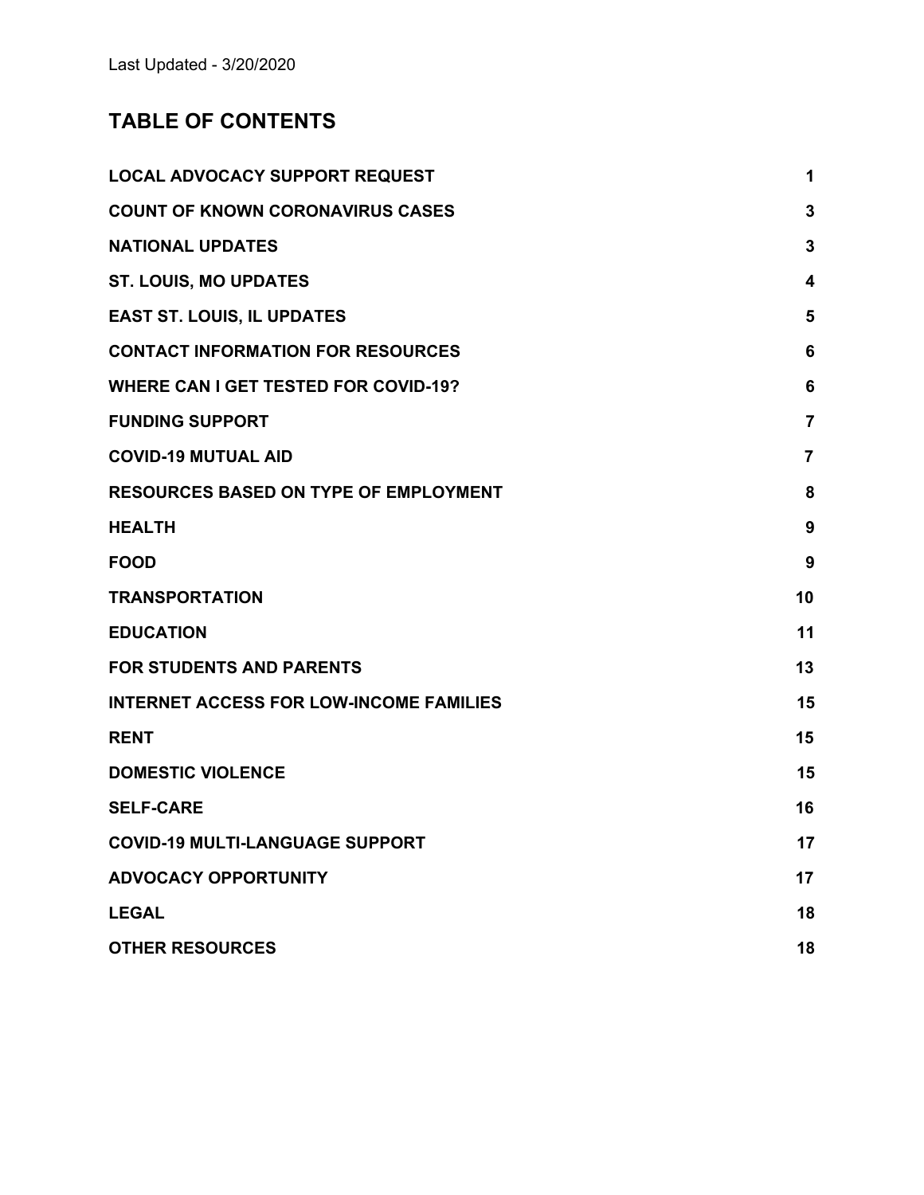Last Updated - 3/20/2020

# TABLE OF CONTENTS

| | |
|---|---|
| **LOCAL ADVOCACY SUPPORT REQUEST** | **1** |
| **COUNT OF KNOWN CORONAVIRUS CASES** | **3** |
| **NATIONAL UPDATES** | **3** |
| **ST. LOUIS, MO UPDATES** | **4** |
| **EAST ST. LOUIS, IL UPDATES** | **5** |
| **CONTACT INFORMATION FOR RESOURCES** | **6** |
| **WHERE CAN I GET TESTED FOR COVID-19?** | **6** |
| **FUNDING SUPPORT** | **7** |
| **COVID-19 MUTUAL AID** | **7** |
| **RESOURCES BASED ON TYPE OF EMPLOYMENT** | **8** |
| **HEALTH** | **9** |
| **FOOD** | **9** |
| **TRANSPORTATION** | **10** |
| **EDUCATION** | **11** |
| **FOR STUDENTS AND PARENTS** | **13** |
| **INTERNET ACCESS FOR LOW-INCOME FAMILIES** | **15** |
| **RENT** | **15** |
| **DOMESTIC VIOLENCE** | **15** |
| **SELF-CARE** | **16** |
| **COVID-19 MULTI-LANGUAGE SUPPORT** | **17** |
| **ADVOCACY OPPORTUNITY** | **17** |
| **LEGAL** | **18** |
| **OTHER RESOURCES** | **18** |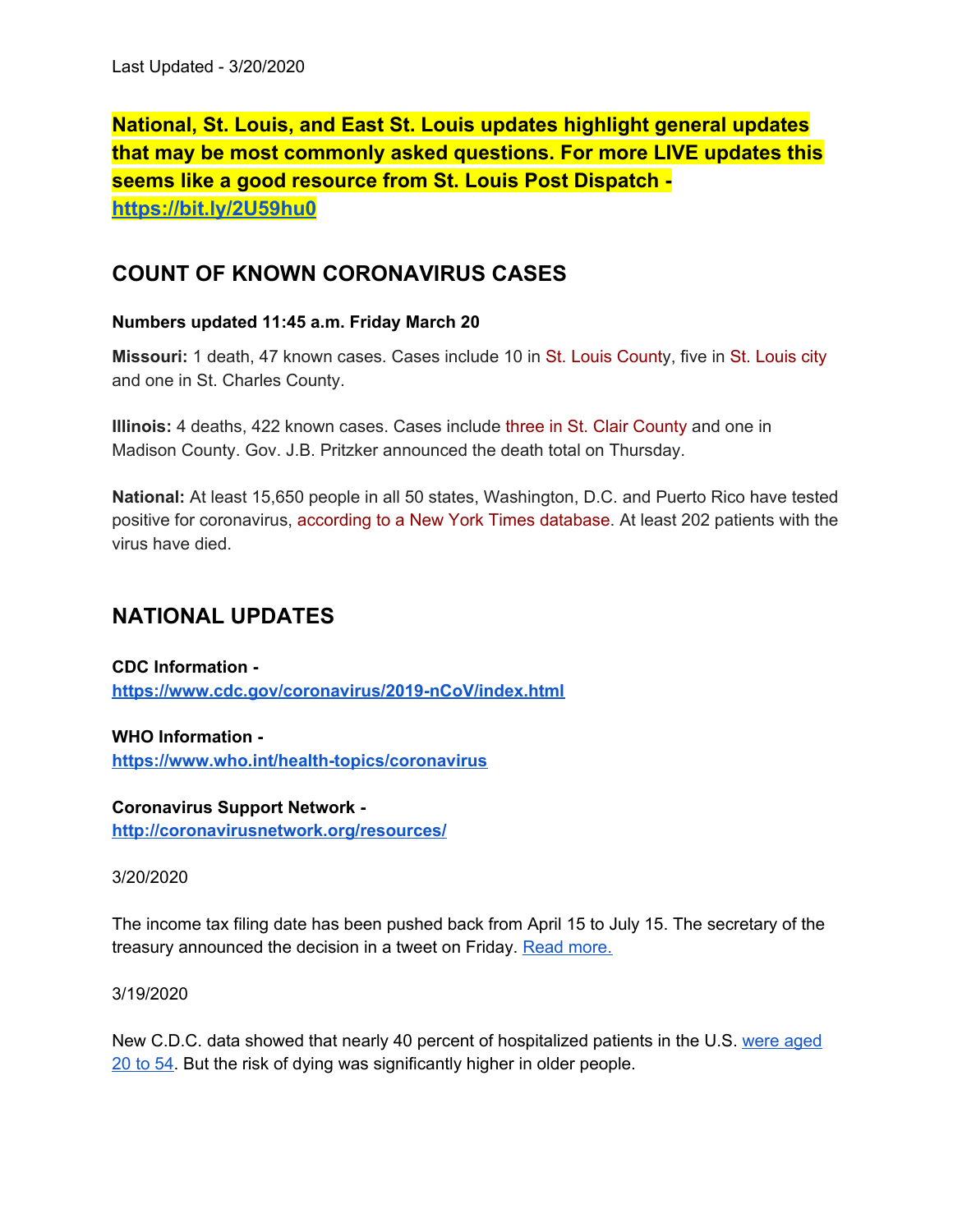Last Updated - 3/20/2020

**National, St. Louis, and East St. Louis updates highlight general updates that may be most commonly asked questions. For more LIVE updates this seems like a good resource from St. Louis Post Dispatch - https://bit.ly/2U59hu0**

## COUNT OF KNOWN CORONAVIRUS CASES

**Numbers updated 11:45 a.m. Friday March 20**

**Missouri:** 1 death, 47 known cases. Cases include 10 in St. Louis County, five in St. Louis city and one in St. Charles County.

**Illinois:** 4 deaths, 422 known cases. Cases include three in St. Clair County and one in Madison County. Gov. J.B. Pritzker announced the death total on Thursday.

**National:** At least 15,650 people in all 50 states, Washington, D.C. and Puerto Rico have tested positive for coronavirus, according to a New York Times database. At least 202 patients with the virus have died.

## NATIONAL UPDATES

**CDC Information -**
**https://www.cdc.gov/coronavirus/2019-nCoV/index.html**

**WHO Information -**
**https://www.who.int/health-topics/coronavirus**

**Coronavirus Support Network -**
**http://coronavirusnetwork.org/resources/**

3/20/2020

The income tax filing date has been pushed back from April 15 to July 15. The secretary of the treasury announced the decision in a tweet on Friday. Read more.

3/19/2020

New C.D.C. data showed that nearly 40 percent of hospitalized patients in the U.S. were aged 20 to 54. But the risk of dying was significantly higher in older people.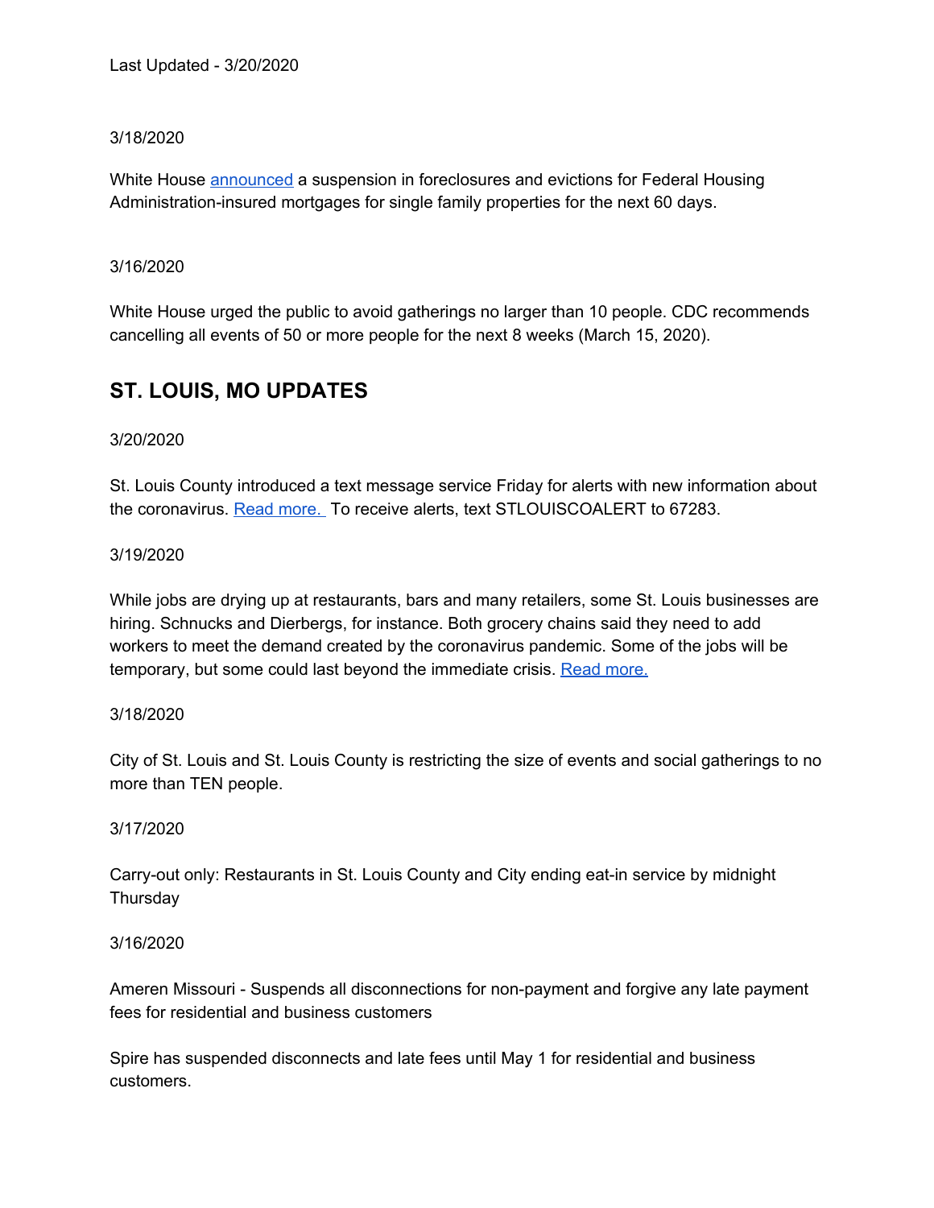Last Updated - 3/20/2020

3/18/2020

White House [announced](#) a suspension in foreclosures and evictions for Federal Housing Administration-insured mortgages for single family properties for the next 60 days.

3/16/2020

White House urged the public to avoid gatherings no larger than 10 people. CDC recommends cancelling all events of 50 or more people for the next 8 weeks (March 15, 2020).

## ST. LOUIS, MO UPDATES

3/20/2020

St. Louis County introduced a text message service Friday for alerts with new information about the coronavirus. [Read more.](#) To receive alerts, text STLOUISCOALERT to 67283.

3/19/2020

While jobs are drying up at restaurants, bars and many retailers, some St. Louis businesses are hiring. Schnucks and Dierbergs, for instance. Both grocery chains said they need to add workers to meet the demand created by the coronavirus pandemic. Some of the jobs will be temporary, but some could last beyond the immediate crisis. [Read more.](#)

3/18/2020

City of St. Louis and St. Louis County is restricting the size of events and social gatherings to no more than TEN people.

3/17/2020

Carry-out only: Restaurants in St. Louis County and City ending eat-in service by midnight Thursday

3/16/2020

Ameren Missouri - Suspends all disconnections for non-payment and forgive any late payment fees for residential and business customers

Spire has suspended disconnects and late fees until May 1 for residential and business customers.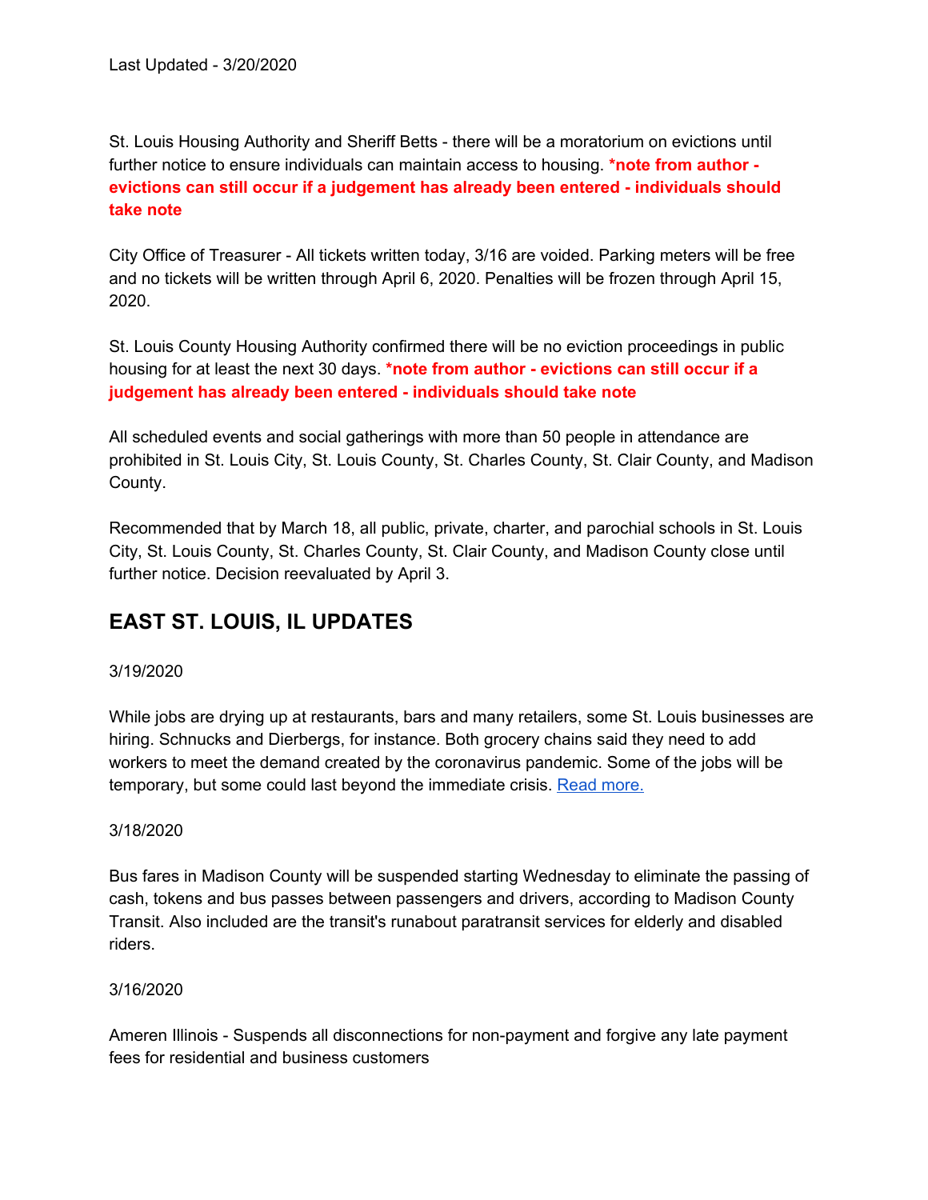Last Updated - 3/20/2020

St. Louis Housing Authority and Sheriff Betts - there will be a moratorium on evictions until further notice to ensure individuals can maintain access to housing. ***note from author - evictions can still occur if a judgement has already been entered - individuals should take note**

City Office of Treasurer - All tickets written today, 3/16 are voided. Parking meters will be free and no tickets will be written through April 6, 2020. Penalties will be frozen through April 15, 2020.

St. Louis County Housing Authority confirmed there will be no eviction proceedings in public housing for at least the next 30 days. ***note from author - evictions can still occur if a judgement has already been entered - individuals should take note**

All scheduled events and social gatherings with more than 50 people in attendance are prohibited in St. Louis City, St. Louis County, St. Charles County, St. Clair County, and Madison County.

Recommended that by March 18, all public, private, charter, and parochial schools in St. Louis City, St. Louis County, St. Charles County, St. Clair County, and Madison County close until further notice. Decision reevaluated by April 3.

## EAST ST. LOUIS, IL UPDATES

3/19/2020

While jobs are drying up at restaurants, bars and many retailers, some St. Louis businesses are hiring. Schnucks and Dierbergs, for instance. Both grocery chains said they need to add workers to meet the demand created by the coronavirus pandemic. Some of the jobs will be temporary, but some could last beyond the immediate crisis. Read more.

3/18/2020

Bus fares in Madison County will be suspended starting Wednesday to eliminate the passing of cash, tokens and bus passes between passengers and drivers, according to Madison County Transit. Also included are the transit's runabout paratransit services for elderly and disabled riders.

3/16/2020

Ameren Illinois - Suspends all disconnections for non-payment and forgive any late payment fees for residential and business customers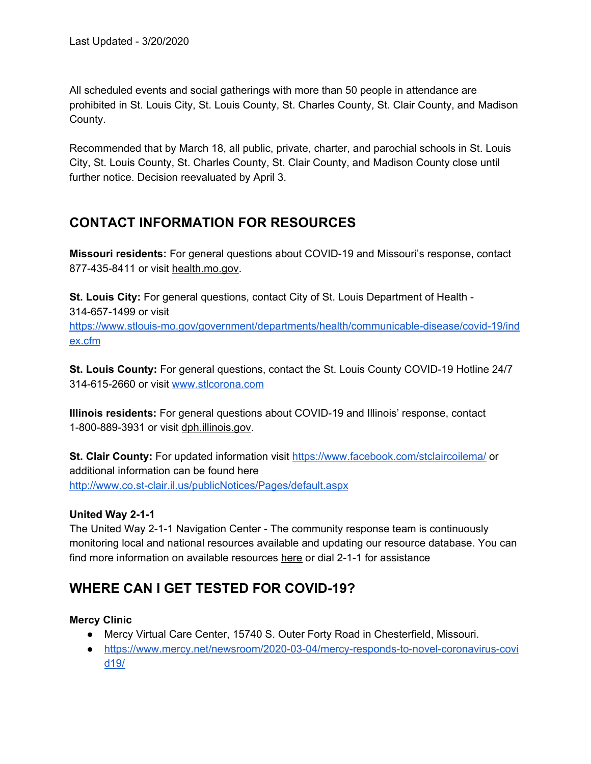Last Updated - 3/20/2020

All scheduled events and social gatherings with more than 50 people in attendance are prohibited in St. Louis City, St. Louis County, St. Charles County, St. Clair County, and Madison County.

Recommended that by March 18, all public, private, charter, and parochial schools in St. Louis City, St. Louis County, St. Charles County, St. Clair County, and Madison County close until further notice. Decision reevaluated by April 3.

## CONTACT INFORMATION FOR RESOURCES

**Missouri residents:** For general questions about COVID-19 and Missouri's response, contact 877-435-8411 or visit health.mo.gov.

**St. Louis City:** For general questions, contact City of St. Louis Department of Health - 314-657-1499 or visit https://www.stlouis-mo.gov/government/departments/health/communicable-disease/covid-19/index.cfm

**St. Louis County:** For general questions, contact the St. Louis County COVID-19 Hotline 24/7 314-615-2660 or visit www.stlcorona.com

**Illinois residents:** For general questions about COVID-19 and Illinois' response, contact 1-800-889-3931 or visit dph.illinois.gov.

**St. Clair County:** For updated information visit https://www.facebook.com/stclaircoilema/ or additional information can be found here http://www.co.st-clair.il.us/publicNotices/Pages/default.aspx

**United Way 2-1-1**
The United Way 2-1-1 Navigation Center - The community response team is continuously monitoring local and national resources available and updating our resource database. You can find more information on available resources here or dial 2-1-1 for assistance

## WHERE CAN I GET TESTED FOR COVID-19?

**Mercy Clinic**

- Mercy Virtual Care Center, 15740 S. Outer Forty Road in Chesterfield, Missouri.
- https://www.mercy.net/newsroom/2020-03-04/mercy-responds-to-novel-coronavirus-covid19/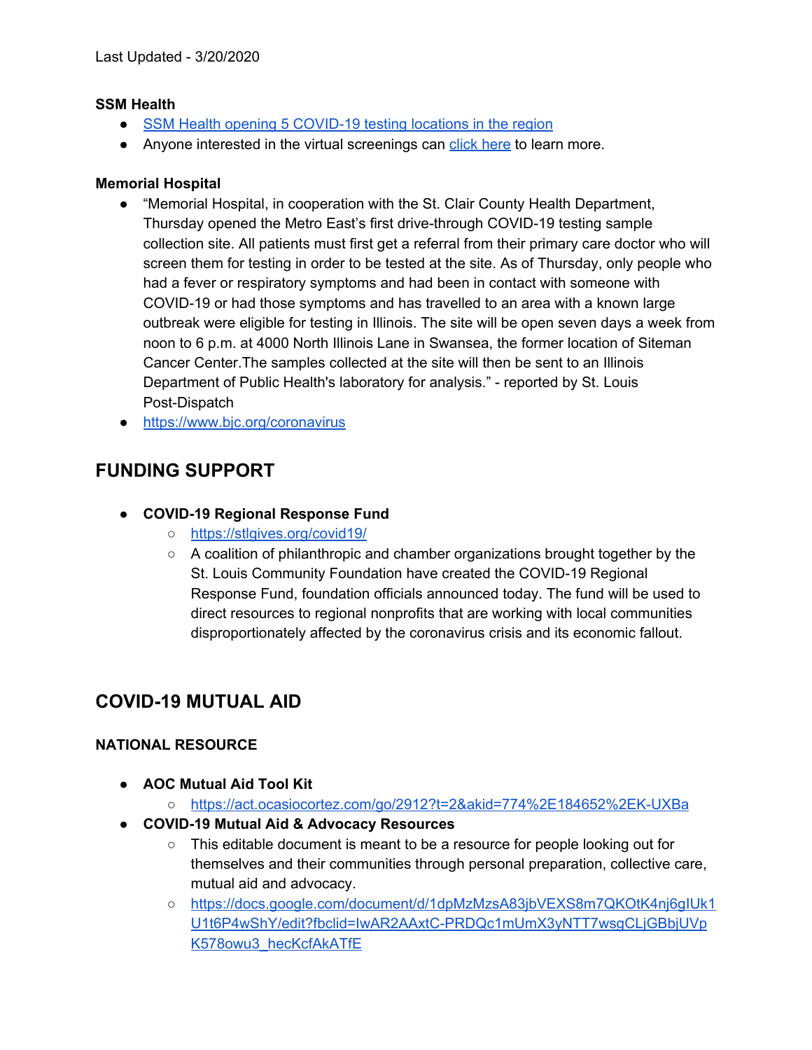Last Updated - 3/20/2020

**SSM Health**

- SSM Health opening 5 COVID-19 testing locations in the region
- Anyone interested in the virtual screenings can click here to learn more.

**Memorial Hospital**

- "Memorial Hospital, in cooperation with the St. Clair County Health Department, Thursday opened the Metro East's first drive-through COVID-19 testing sample collection site. All patients must first get a referral from their primary care doctor who will screen them for testing in order to be tested at the site. As of Thursday, only people who had a fever or respiratory symptoms and had been in contact with someone with COVID-19 or had those symptoms and has travelled to an area with a known large outbreak were eligible for testing in Illinois. The site will be open seven days a week from noon to 6 p.m. at 4000 North Illinois Lane in Swansea, the former location of Siteman Cancer Center.The samples collected at the site will then be sent to an Illinois Department of Public Health's laboratory for analysis." - reported by St. Louis Post-Dispatch
- https://www.bjc.org/coronavirus

## FUNDING SUPPORT

- **COVID-19 Regional Response Fund**
    - https://stlgives.org/covid19/
    - A coalition of philanthropic and chamber organizations brought together by the St. Louis Community Foundation have created the COVID-19 Regional Response Fund, foundation officials announced today. The fund will be used to direct resources to regional nonprofits that are working with local communities disproportionately affected by the coronavirus crisis and its economic fallout.

## COVID-19 MUTUAL AID

**NATIONAL RESOURCE**

- **AOC Mutual Aid Tool Kit**
    - https://act.ocasiocortez.com/go/2912?t=2&akid=774%2E184652%2EK-UXBa
- **COVID-19 Mutual Aid & Advocacy Resources**
    - This editable document is meant to be a resource for people looking out for themselves and their communities through personal preparation, collective care, mutual aid and advocacy.
    - https://docs.google.com/document/d/1dpMzMzsA83jbVEXS8m7QKOtK4nj6gIUk1U1t6P4wShY/edit?fbclid=IwAR2AAxtC-PRDQc1mUmX3yNTT7wsgCLjGBbjUVpK578owu3_hecKcfAkATfE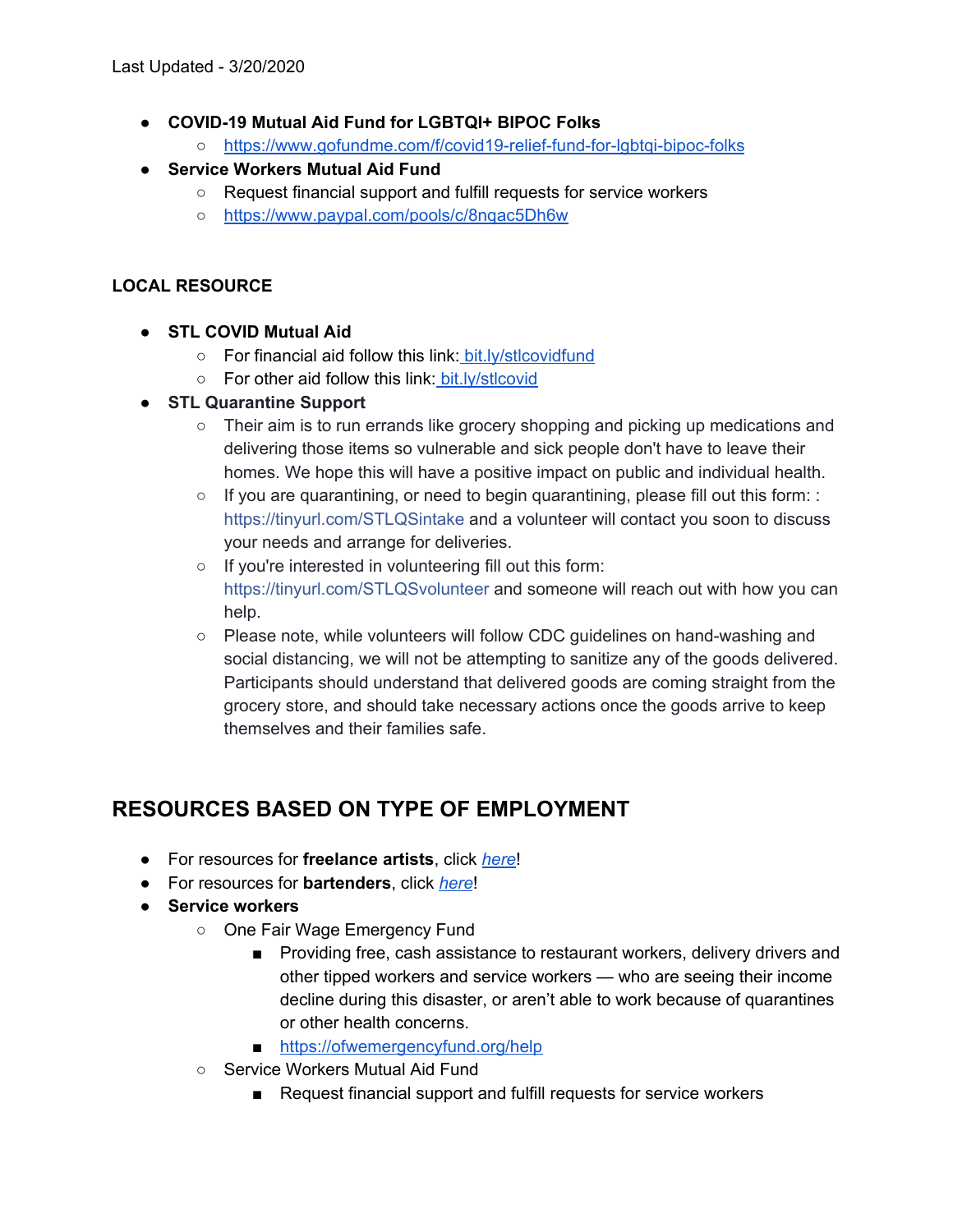Last Updated - 3/20/2020

- **COVID-19 Mutual Aid Fund for LGBTQI+ BIPOC Folks**
  - https://www.gofundme.com/f/covid19-relief-fund-for-lgbtqi-bipoc-folks
- **Service Workers Mutual Aid Fund**
  - Request financial support and fulfill requests for service workers
  - https://www.paypal.com/pools/c/8nqac5Dh6w

**LOCAL RESOURCE**

- **STL COVID Mutual Aid**
  - For financial aid follow this link: bit.ly/stlcovidfund
  - For other aid follow this link: bit.ly/stlcovid
- **STL Quarantine Support**
  - Their aim is to run errands like grocery shopping and picking up medications and delivering those items so vulnerable and sick people don't have to leave their homes. We hope this will have a positive impact on public and individual health.
  - If you are quarantining, or need to begin quarantining, please fill out this form: : https://tinyurl.com/STLQSintake and a volunteer will contact you soon to discuss your needs and arrange for deliveries.
  - If you're interested in volunteering fill out this form: https://tinyurl.com/STLQSvolunteer and someone will reach out with how you can help.
  - Please note, while volunteers will follow CDC guidelines on hand-washing and social distancing, we will not be attempting to sanitize any of the goods delivered. Participants should understand that delivered goods are coming straight from the grocery store, and should take necessary actions once the goods arrive to keep themselves and their families safe.

## RESOURCES BASED ON TYPE OF EMPLOYMENT

- For resources for **freelance artists**, click *here*!
- For resources for **bartenders**, click *here*!
- **Service workers**
  - One Fair Wage Emergency Fund
    - Providing free, cash assistance to restaurant workers, delivery drivers and other tipped workers and service workers — who are seeing their income decline during this disaster, or aren't able to work because of quarantines or other health concerns.
    - https://ofwemergencyfund.org/help
  - Service Workers Mutual Aid Fund
    - Request financial support and fulfill requests for service workers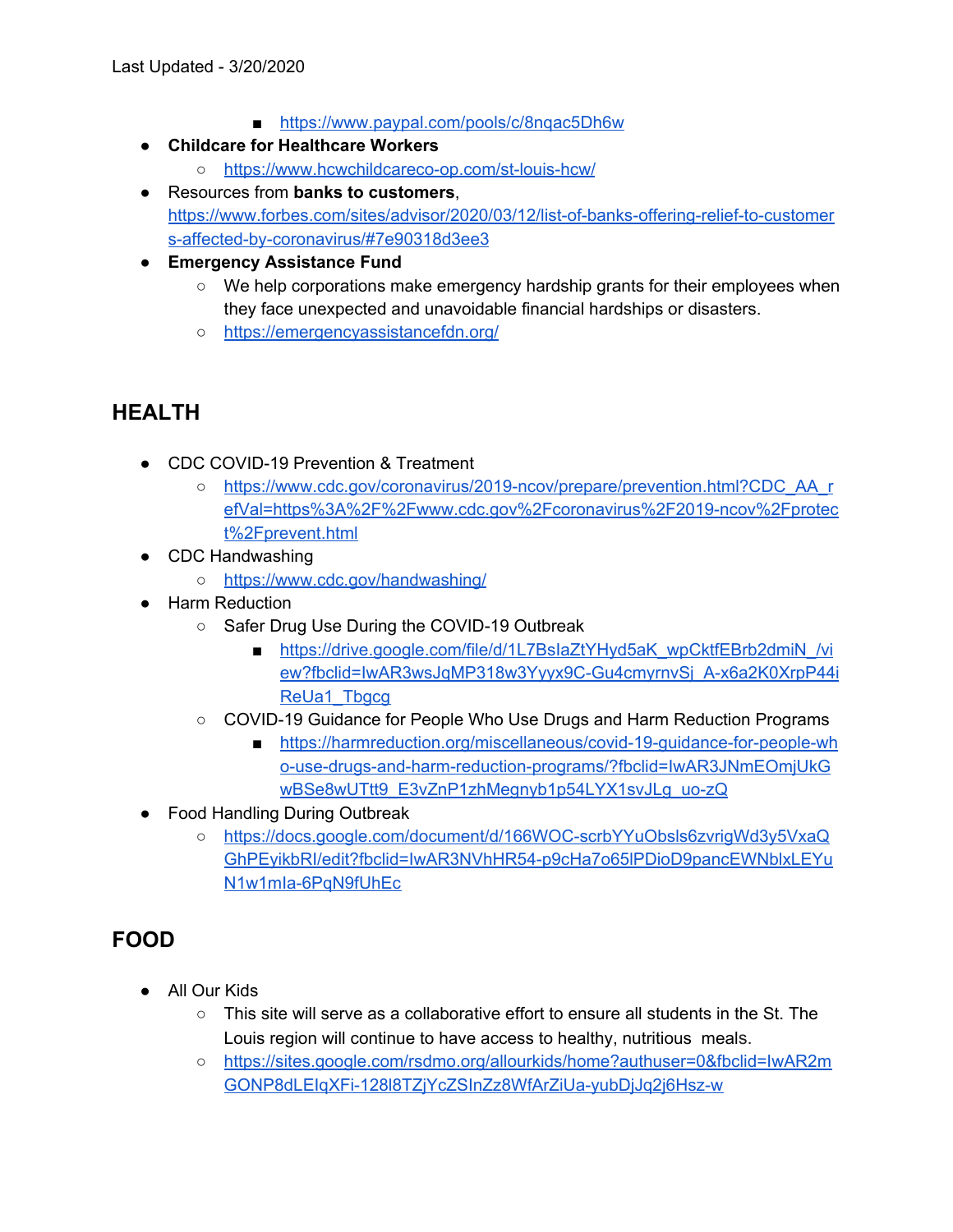Last Updated - 3/20/2020

        - https://www.paypal.com/pools/c/8nqac5Dh6w
- **Childcare for Healthcare Workers**
    - https://www.hcwchildcareco-op.com/st-louis-hcw/
- Resources from **banks to customers**, https://www.forbes.com/sites/advisor/2020/03/12/list-of-banks-offering-relief-to-customers-affected-by-coronavirus/#7e90318d3ee3
- **Emergency Assistance Fund**
    - We help corporations make emergency hardship grants for their employees when they face unexpected and unavoidable financial hardships or disasters.
    - https://emergencyassistancefdn.org/

## HEALTH

- CDC COVID-19 Prevention & Treatment
    - https://www.cdc.gov/coronavirus/2019-ncov/prepare/prevention.html?CDC_AA_refVal=https%3A%2F%2Fwww.cdc.gov%2Fcoronavirus%2F2019-ncov%2Fprotect%2Fprevent.html
- CDC Handwashing
    - https://www.cdc.gov/handwashing/
- Harm Reduction
    - Safer Drug Use During the COVID-19 Outbreak
        - https://drive.google.com/file/d/1L7BsIaZtYHyd5aK_wpCktfEBrb2dmiN_/view?fbclid=IwAR3wsJqMP318w3Yyyx9C-Gu4cmyrnvSj_A-x6a2K0XrpP44iReUa1_Tbgcg
    - COVID-19 Guidance for People Who Use Drugs and Harm Reduction Programs
        - https://harmreduction.org/miscellaneous/covid-19-guidance-for-people-who-use-drugs-and-harm-reduction-programs/?fbclid=IwAR3JNmEOmjUkGwBSe8wUTt9_E3vZnP1zhMegnyb1p54LYX1svJLg_uo-zQ
- Food Handling During Outbreak
    - https://docs.google.com/document/d/166WOC-scrbYYuObsls6zvrigWd3y5VxaQGhPEyikbRI/edit?fbclid=IwAR3NVhHR54-p9cHa7o65lPDioD9pancEWNblxLEYuN1w1mIa-6PqN9fUhEc

## FOOD

- All Our Kids
    - This site will serve as a collaborative effort to ensure all students in the St. The Louis region will continue to have access to healthy, nutritious  meals.
    - https://sites.google.com/rsdmo.org/allourkids/home?authuser=0&fbclid=IwAR2mGONP8dLEIqXFi-128l8TZjYcZSInZz8WfArZiUa-yubDjJq2j6Hsz-w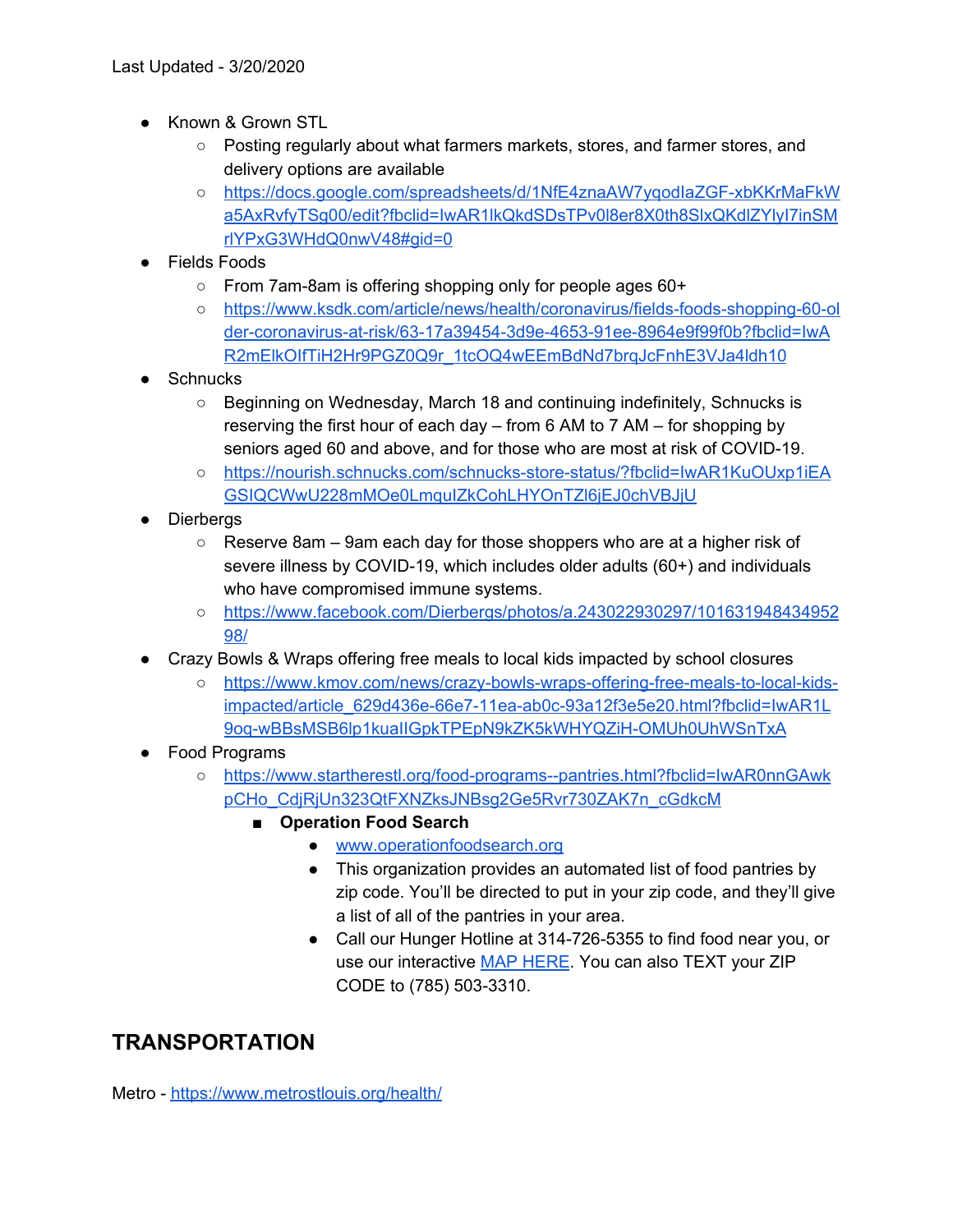Last Updated - 3/20/2020

- Known & Grown STL
  - Posting regularly about what farmers markets, stores, and farmer stores, and delivery options are available
  - https://docs.google.com/spreadsheets/d/1NfE4znaAW7yqodIaZGF-xbKKrMaFkWa5AxRvfyTSg00/edit?fbclid=IwAR1lkQkdSDsTPv0l8er8X0th8SlxQKdlZYlyI7inSMrlYPxG3WHdQ0nwV48#gid=0
- Fields Foods
  - From 7am-8am is offering shopping only for people ages 60+
  - https://www.ksdk.com/article/news/health/coronavirus/fields-foods-shopping-60-older-coronavirus-at-risk/63-17a39454-3d9e-4653-91ee-8964e9f99f0b?fbclid=IwAR2mElkOIfTiH2Hr9PGZ0Q9r_1tcOQ4wEEmBdNd7brqJcFnhE3VJa4ldh10
- Schnucks
  - Beginning on Wednesday, March 18 and continuing indefinitely, Schnucks is reserving the first hour of each day – from 6 AM to 7 AM – for shopping by seniors aged 60 and above, and for those who are most at risk of COVID-19.
  - https://nourish.schnucks.com/schnucks-store-status/?fbclid=IwAR1KuOUxp1iEAGSIQCWwU228mMOe0LmquIZkCohLHYOnTZl6jEJ0chVBJjU
- Dierbergs
  - Reserve 8am – 9am each day for those shoppers who are at a higher risk of severe illness by COVID-19, which includes older adults (60+) and individuals who have compromised immune systems.
  - https://www.facebook.com/Dierbergs/photos/a.243022930297/10163194843495298/
- Crazy Bowls & Wraps offering free meals to local kids impacted by school closures
  - https://www.kmov.com/news/crazy-bowls-wraps-offering-free-meals-to-local-kids-impacted/article_629d436e-66e7-11ea-ab0c-93a12f3e5e20.html?fbclid=IwAR1L9oq-wBBsMSB6lp1kualIGpkTPEpN9kZK5kWHYQZiH-OMUh0UhWSnTxA
- Food Programs
  - https://www.startherestl.org/food-programs--pantries.html?fbclid=IwAR0nnGAwkpCHo_CdjRjUn323QtFXNZksJNBsg2Ge5Rvr730ZAK7n_cGdkcM
    - **Operation Food Search**
      - www.operationfoodsearch.org
      - This organization provides an automated list of food pantries by zip code. You'll be directed to put in your zip code, and they'll give a list of all of the pantries in your area.
      - Call our Hunger Hotline at 314-726-5355 to find food near you, or use our interactive MAP HERE. You can also TEXT your ZIP CODE to (785) 503-3310.

## TRANSPORTATION

Metro - https://www.metrostlouis.org/health/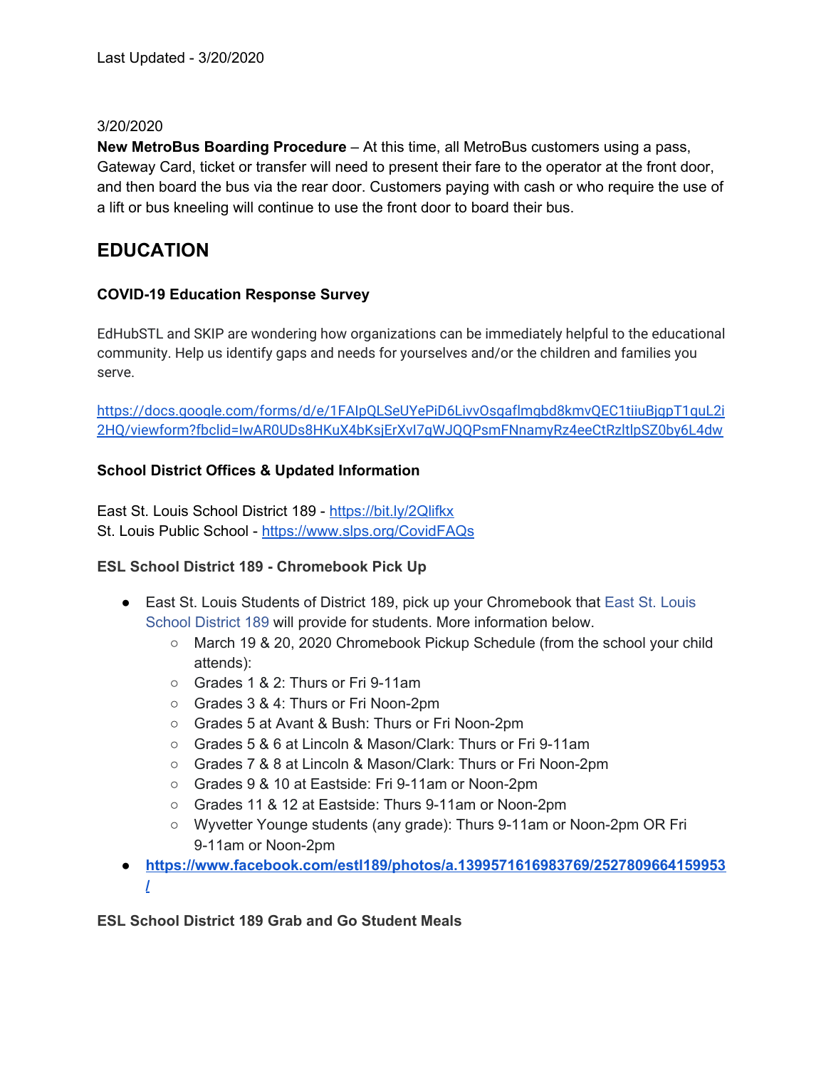Last Updated - 3/20/2020

3/20/2020

**New MetroBus Boarding Procedure** – At this time, all MetroBus customers using a pass, Gateway Card, ticket or transfer will need to present their fare to the operator at the front door, and then board the bus via the rear door. Customers paying with cash or who require the use of a lift or bus kneeling will continue to use the front door to board their bus.

## EDUCATION

### COVID-19 Education Response Survey

EdHubSTL and SKIP are wondering how organizations can be immediately helpful to the educational community. Help us identify gaps and needs for yourselves and/or the children and families you serve.

https://docs.google.com/forms/d/e/1FAIpQLSeUYePiD6LivvOsgaflmgbd8kmvQEC1tiiuBjgpT1quL2i2HQ/viewform?fbclid=IwAR0UDs8HKuX4bKsjErXvI7gWJQQPsmFNnamyRz4eeCtRzltlpSZ0by6L4dw

### School District Offices & Updated Information

East St. Louis School District 189 - https://bit.ly/2Qlifkx
St. Louis Public School - https://www.slps.org/CovidFAQs

### ESL School District 189 - Chromebook Pick Up

- East St. Louis Students of District 189, pick up your Chromebook that East St. Louis School District 189 will provide for students. More information below.
  - March 19 & 20, 2020 Chromebook Pickup Schedule (from the school your child attends):
  - Grades 1 & 2: Thurs or Fri 9-11am
  - Grades 3 & 4: Thurs or Fri Noon-2pm
  - Grades 5 at Avant & Bush: Thurs or Fri Noon-2pm
  - Grades 5 & 6 at Lincoln & Mason/Clark: Thurs or Fri 9-11am
  - Grades 7 & 8 at Lincoln & Mason/Clark: Thurs or Fri Noon-2pm
  - Grades 9 & 10 at Eastside: Fri 9-11am or Noon-2pm
  - Grades 11 & 12 at Eastside: Thurs 9-11am or Noon-2pm
  - Wyvetter Younge students (any grade): Thurs 9-11am or Noon-2pm OR Fri 9-11am or Noon-2pm
- **https://www.facebook.com/estl189/photos/a.1399571616983769/2527809664159953/**

### ESL School District 189 Grab and Go Student Meals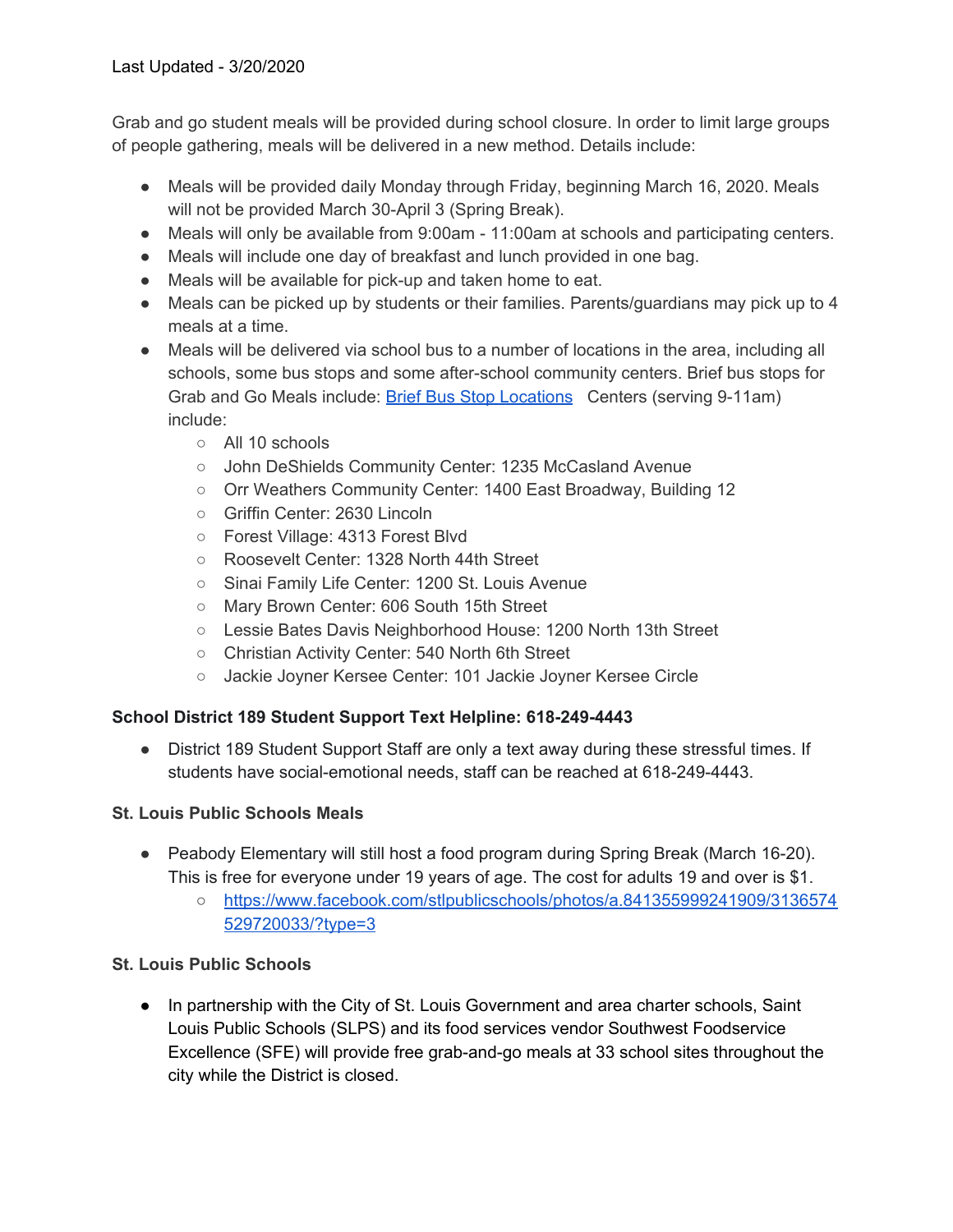Last Updated - 3/20/2020

Grab and go student meals will be provided during school closure. In order to limit large groups of people gathering, meals will be delivered in a new method. Details include:

- Meals will be provided daily Monday through Friday, beginning March 16, 2020. Meals will not be provided March 30-April 3 (Spring Break).
- Meals will only be available from 9:00am - 11:00am at schools and participating centers.
- Meals will include one day of breakfast and lunch provided in one bag.
- Meals will be available for pick-up and taken home to eat.
- Meals can be picked up by students or their families. Parents/guardians may pick up to 4 meals at a time.
- Meals will be delivered via school bus to a number of locations in the area, including all schools, some bus stops and some after-school community centers. Brief bus stops for Grab and Go Meals include: Brief Bus Stop Locations   Centers (serving 9-11am) include:
  - All 10 schools
  - John DeShields Community Center: 1235 McCasland Avenue
  - Orr Weathers Community Center: 1400 East Broadway, Building 12
  - Griffin Center: 2630 Lincoln
  - Forest Village: 4313 Forest Blvd
  - Roosevelt Center: 1328 North 44th Street
  - Sinai Family Life Center: 1200 St. Louis Avenue
  - Mary Brown Center: 606 South 15th Street
  - Lessie Bates Davis Neighborhood House: 1200 North 13th Street
  - Christian Activity Center: 540 North 6th Street
  - Jackie Joyner Kersee Center: 101 Jackie Joyner Kersee Circle

**School District 189 Student Support Text Helpline: 618-249-4443**

- District 189 Student Support Staff are only a text away during these stressful times. If students have social-emotional needs, staff can be reached at 618-249-4443.

**St. Louis Public Schools Meals**

- Peabody Elementary will still host a food program during Spring Break (March 16-20). This is free for everyone under 19 years of age. The cost for adults 19 and over is $1.
  - https://www.facebook.com/stlpublicschools/photos/a.841355999241909/3136574529720033/?type=3

**St. Louis Public Schools**

- In partnership with the City of St. Louis Government and area charter schools, Saint Louis Public Schools (SLPS) and its food services vendor Southwest Foodservice Excellence (SFE) will provide free grab-and-go meals at 33 school sites throughout the city while the District is closed.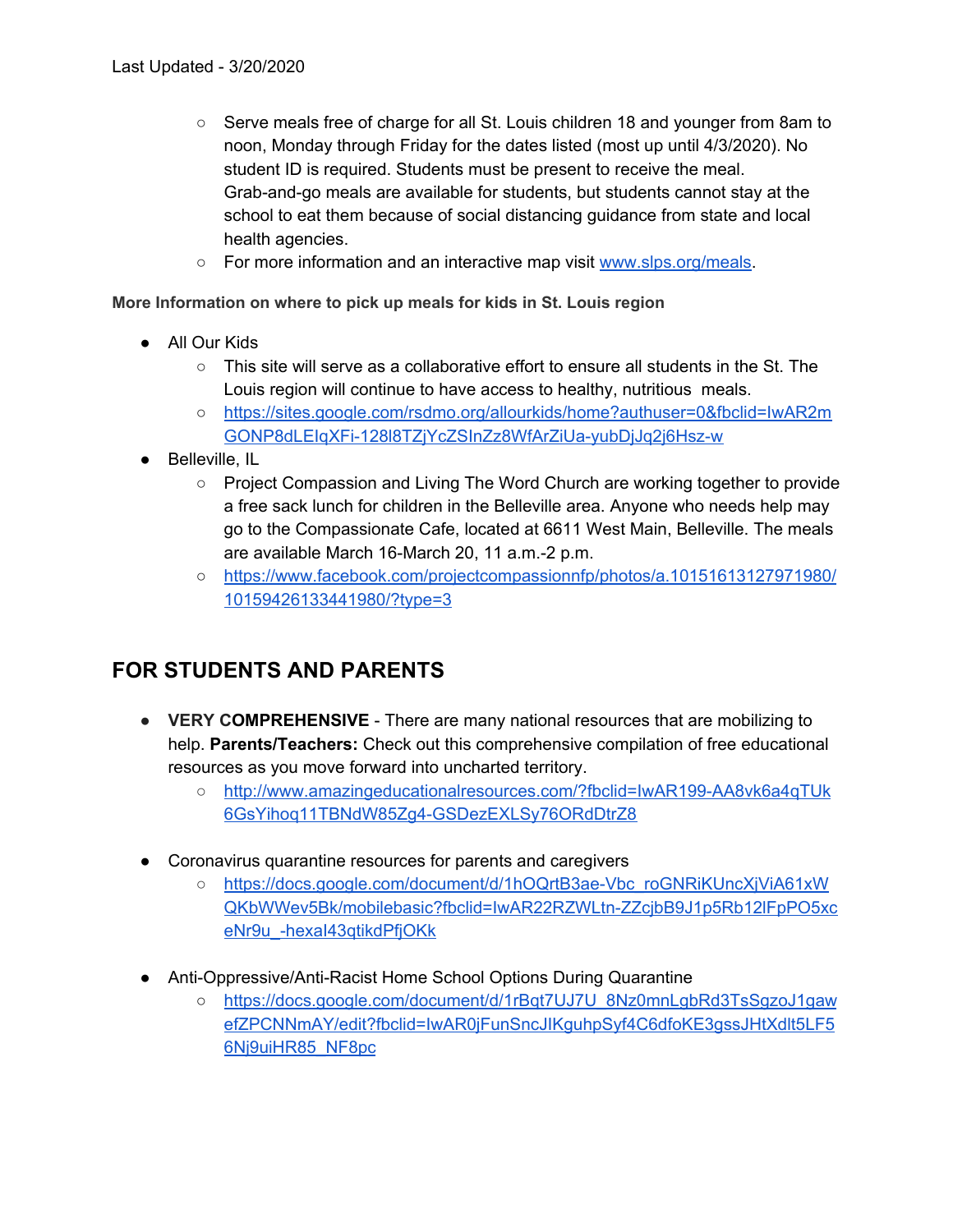Last Updated - 3/20/2020

- Serve meals free of charge for all St. Louis children 18 and younger from 8am to noon, Monday through Friday for the dates listed (most up until 4/3/2020). No student ID is required. Students must be present to receive the meal. Grab-and-go meals are available for students, but students cannot stay at the school to eat them because of social distancing guidance from state and local health agencies.
- For more information and an interactive map visit www.slps.org/meals.

**More Information on where to pick up meals for kids in St. Louis region**

- All Our Kids
  - This site will serve as a collaborative effort to ensure all students in the St. The Louis region will continue to have access to healthy, nutritious meals.
  - https://sites.google.com/rsdmo.org/allourkids/home?authuser=0&fbclid=IwAR2mGONP8dLEIqXFi-128l8TZjYcZSInZz8WfArZiUa-yubDjJq2j6Hsz-w
- Belleville, IL
  - Project Compassion and Living The Word Church are working together to provide a free sack lunch for children in the Belleville area. Anyone who needs help may go to the Compassionate Cafe, located at 6611 West Main, Belleville. The meals are available March 16-March 20, 11 a.m.-2 p.m.
  - https://www.facebook.com/projectcompassionnfp/photos/a.10151613127971980/10159426133441980/?type=3

## FOR STUDENTS AND PARENTS

- **VERY COMPREHENSIVE** - There are many national resources that are mobilizing to help. **Parents/Teachers:** Check out this comprehensive compilation of free educational resources as you move forward into uncharted territory.
  - http://www.amazingeducationalresources.com/?fbclid=IwAR199-AA8vk6a4qTUk6GsYihoq11TBNdW85Zg4-GSDezEXLSy76ORdDtrZ8

- Coronavirus quarantine resources for parents and caregivers
  - https://docs.google.com/document/d/1hOQrtB3ae-Vbc_roGNRiKUncXjViA61xWQKbWWev5Bk/mobilebasic?fbclid=IwAR22RZWLtn-ZZcjbB9J1p5Rb12lFpPO5xceNr9u_-hexal43qtikdPfjOKk

- Anti-Oppressive/Anti-Racist Home School Options During Quarantine
  - https://docs.google.com/document/d/1rBqt7UJ7U_8Nz0mnLgbRd3TsSgzoJ1gawefZPCNNmAY/edit?fbclid=IwAR0jFunSncJIKguhpSyf4C6dfoKE3gssJHtXdlt5LF56Nj9uiHR85_NF8pc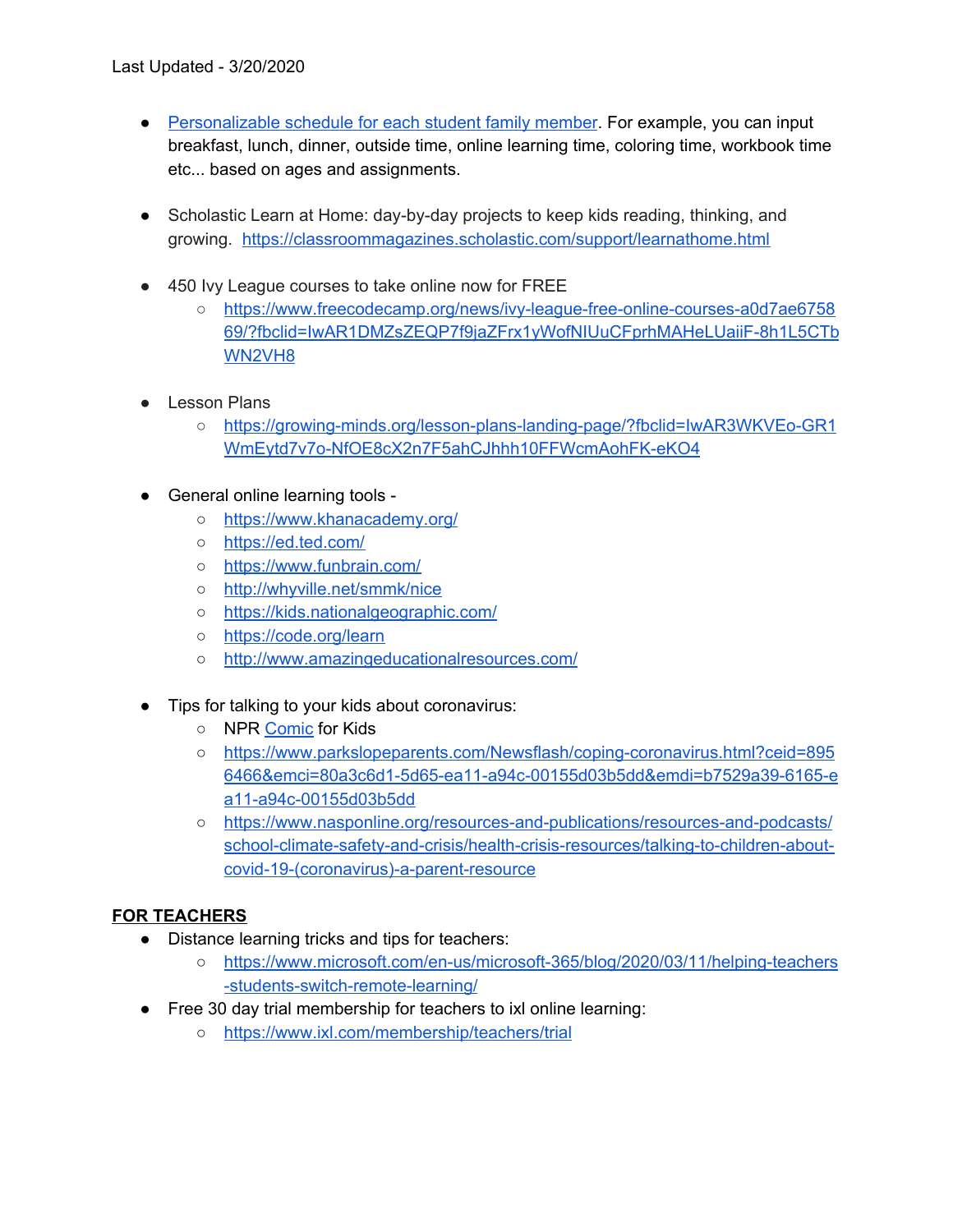Last Updated - 3/20/2020

- [Personalizable schedule for each student family member](). For example, you can input breakfast, lunch, dinner, outside time, online learning time, coloring time, workbook time etc... based on ages and assignments.

- Scholastic Learn at Home: day-by-day projects to keep kids reading, thinking, and growing. https://classroommagazines.scholastic.com/support/learnathome.html

- 450 Ivy League courses to take online now for FREE
  - https://www.freecodecamp.org/news/ivy-league-free-online-courses-a0d7ae675869/?fbclid=IwAR1DMZsZEQP7f9jaZFrx1yWofNIUuCFprhMAHeLUaiiF-8h1L5CTbWN2VH8

- Lesson Plans
  - https://growing-minds.org/lesson-plans-landing-page/?fbclid=IwAR3WKVEo-GR1WmEytd7v7o-NfOE8cX2n7F5ahCJhhh10FFWcmAohFK-eKO4

- General online learning tools -
  - https://www.khanacademy.org/
  - https://ed.ted.com/
  - https://www.funbrain.com/
  - http://whyville.net/smmk/nice
  - https://kids.nationalgeographic.com/
  - https://code.org/learn
  - http://www.amazingeducationalresources.com/

- Tips for talking to your kids about coronavirus:
  - NPR [Comic]() for Kids
  - https://www.parkslopeparents.com/Newsflash/coping-coronavirus.html?ceid=8956466&emci=80a3c6d1-5d65-ea11-a94c-00155d03b5dd&emdi=b7529a39-6165-ea11-a94c-00155d03b5dd
  - https://www.nasponline.org/resources-and-publications/resources-and-podcasts/school-climate-safety-and-crisis/health-crisis-resources/talking-to-children-about-covid-19-(coronavirus)-a-parent-resource

**FOR TEACHERS**

- Distance learning tricks and tips for teachers:
  - https://www.microsoft.com/en-us/microsoft-365/blog/2020/03/11/helping-teachers-students-switch-remote-learning/
- Free 30 day trial membership for teachers to ixl online learning:
  - https://www.ixl.com/membership/teachers/trial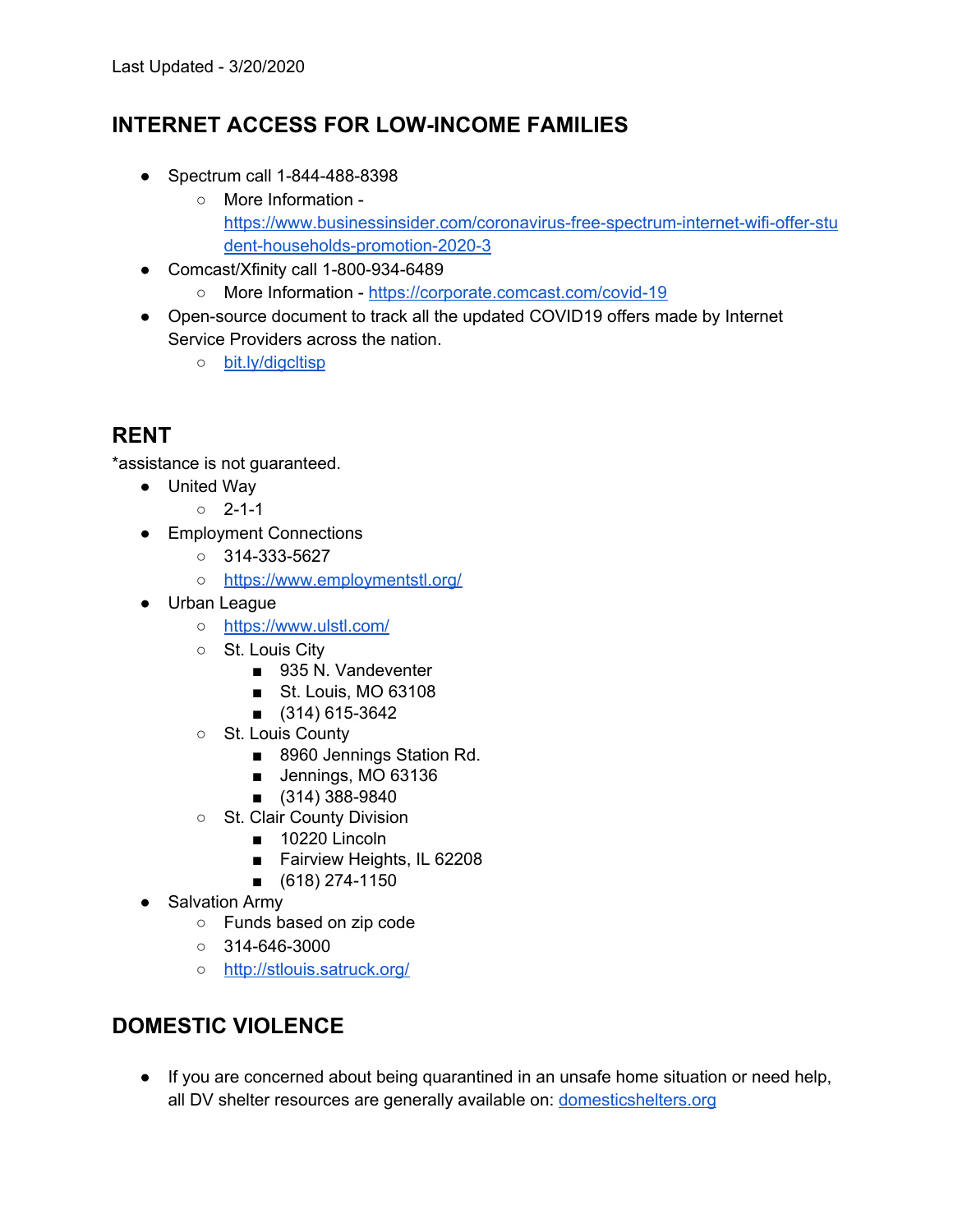Last Updated - 3/20/2020

## INTERNET ACCESS FOR LOW-INCOME FAMILIES

- Spectrum call 1-844-488-8398
  - More Information - https://www.businessinsider.com/coronavirus-free-spectrum-internet-wifi-offer-student-households-promotion-2020-3
- Comcast/Xfinity call 1-800-934-6489
  - More Information - https://corporate.comcast.com/covid-19
- Open-source document to track all the updated COVID19 offers made by Internet Service Providers across the nation.
  - bit.ly/digcltisp

## RENT

*assistance is not guaranteed.

- United Way
  - 2-1-1
- Employment Connections
  - 314-333-5627
  - https://www.employmentstl.org/
- Urban League
  - https://www.ulstl.com/
  - St. Louis City
    - 935 N. Vandeventer
    - St. Louis, MO 63108
    - (314) 615-3642
  - St. Louis County
    - 8960 Jennings Station Rd.
    - Jennings, MO 63136
    - (314) 388-9840
  - St. Clair County Division
    - 10220 Lincoln
    - Fairview Heights, IL 62208
    - (618) 274-1150
- Salvation Army
  - Funds based on zip code
  - 314-646-3000
  - http://stlouis.satruck.org/

## DOMESTIC VIOLENCE

- If you are concerned about being quarantined in an unsafe home situation or need help, all DV shelter resources are generally available on: domesticshelters.org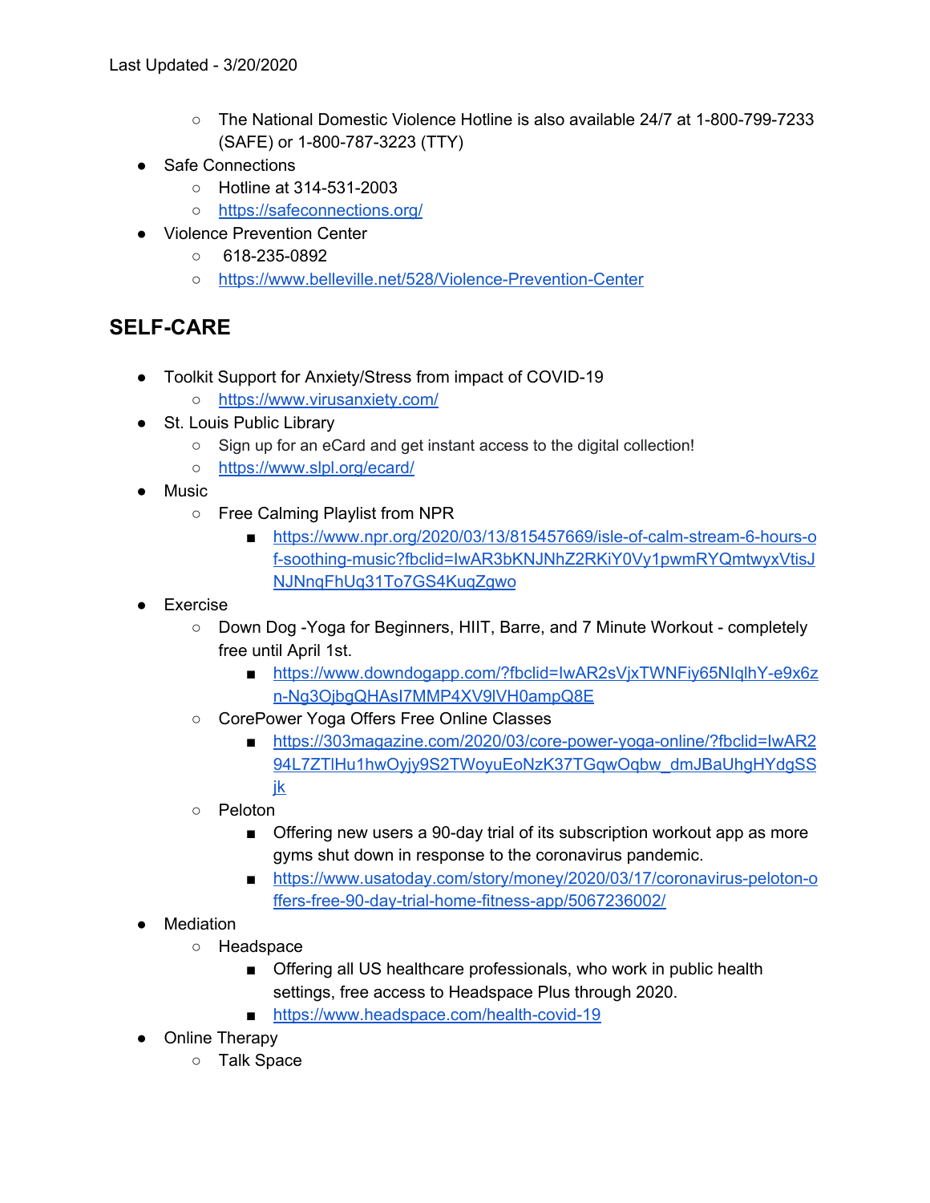Last Updated - 3/20/2020

  - The National Domestic Violence Hotline is also available 24/7 at 1-800-799-7233 (SAFE) or 1-800-787-3223 (TTY)
- Safe Connections
  - Hotline at 314-531-2003
  - https://safeconnections.org/
- Violence Prevention Center
  - 618-235-0892
  - https://www.belleville.net/528/Violence-Prevention-Center

## SELF-CARE

- Toolkit Support for Anxiety/Stress from impact of COVID-19
  - https://www.virusanxiety.com/
- St. Louis Public Library
  - Sign up for an eCard and get instant access to the digital collection!
  - https://www.slpl.org/ecard/
- Music
  - Free Calming Playlist from NPR
    - https://www.npr.org/2020/03/13/815457669/isle-of-calm-stream-6-hours-of-soothing-music?fbclid=IwAR3bKNJNhZ2RKiY0Vy1pwmRYQmtwyxVtisJNJNqFhUq31To7GS4KuqZgwo
- Exercise
  - Down Dog -Yoga for Beginners, HIIT, Barre, and 7 Minute Workout - completely free until April 1st.
    - https://www.downdogapp.com/?fbclid=IwAR2sVjxTWNFiy65NIqlhY-e9x6zn-Ng3OjbgQHAsI7MMP4XV9lVH0ampQ8E
  - CorePower Yoga Offers Free Online Classes
    - https://303magazine.com/2020/03/core-power-yoga-online/?fbclid=IwAR294L7ZTlHu1hwOyjy9S2TWoyuEoNzK37TGqwOqbw_dmJBaUhgHYdgSSjk
  - Peloton
    - Offering new users a 90-day trial of its subscription workout app as more gyms shut down in response to the coronavirus pandemic.
    - https://www.usatoday.com/story/money/2020/03/17/coronavirus-peloton-offers-free-90-day-trial-home-fitness-app/5067236002/
- Mediation
  - Headspace
    - Offering all US healthcare professionals, who work in public health settings, free access to Headspace Plus through 2020.
    - https://www.headspace.com/health-covid-19
- Online Therapy
  - Talk Space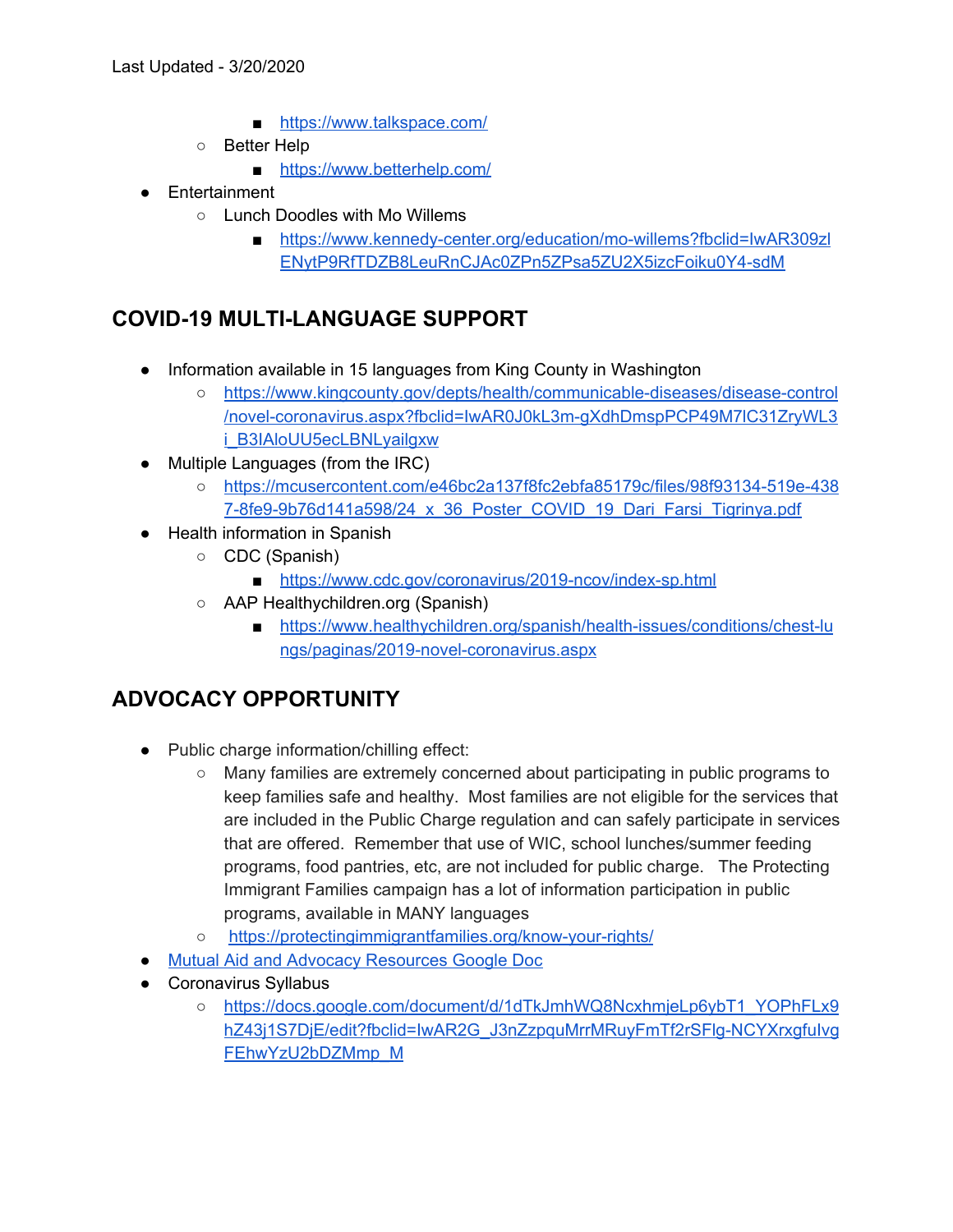Last Updated - 3/20/2020

        - https://www.talkspace.com/
    - Better Help
        - https://www.betterhelp.com/
- Entertainment
    - Lunch Doodles with Mo Willems
        - https://www.kennedy-center.org/education/mo-willems?fbclid=IwAR309zlENytP9RfTDZB8LeuRnCJAc0ZPn5ZPsa5ZU2X5izcFoiku0Y4-sdM

## COVID-19 MULTI-LANGUAGE SUPPORT

- Information available in 15 languages from King County in Washington
    - https://www.kingcounty.gov/depts/health/communicable-diseases/disease-control/novel-coronavirus.aspx?fbclid=IwAR0J0kL3m-gXdhDmspPCP49M7lC31ZryWL3i_B3IAloUU5ecLBNLyailgxw
- Multiple Languages (from the IRC)
    - https://mcusercontent.com/e46bc2a137f8fc2ebfa85179c/files/98f93134-519e-4387-8fe9-9b76d141a598/24_x_36_Poster_COVID_19_Dari_Farsi_Tigrinya.pdf
- Health information in Spanish
    - CDC (Spanish)
        - https://www.cdc.gov/coronavirus/2019-ncov/index-sp.html
    - AAP Healthychildren.org (Spanish)
        - https://www.healthychildren.org/spanish/health-issues/conditions/chest-lungs/paginas/2019-novel-coronavirus.aspx

## ADVOCACY OPPORTUNITY

- Public charge information/chilling effect:
    - Many families are extremely concerned about participating in public programs to keep families safe and healthy. Most families are not eligible for the services that are included in the Public Charge regulation and can safely participate in services that are offered. Remember that use of WIC, school lunches/summer feeding programs, food pantries, etc, are not included for public charge. The Protecting Immigrant Families campaign has a lot of information participation in public programs, available in MANY languages
    - https://protectingimmigrantfamilies.org/know-your-rights/
- Mutual Aid and Advocacy Resources Google Doc
- Coronavirus Syllabus
    - https://docs.google.com/document/d/1dTkJmhWQ8NcxhmjeLp6ybT1_YOPhFLx9hZ43j1S7DjE/edit?fbclid=IwAR2G_J3nZzpquMrrMRuyFmTf2rSFlg-NCYXrxgfulvgFEhwYzU2bDZMmp_M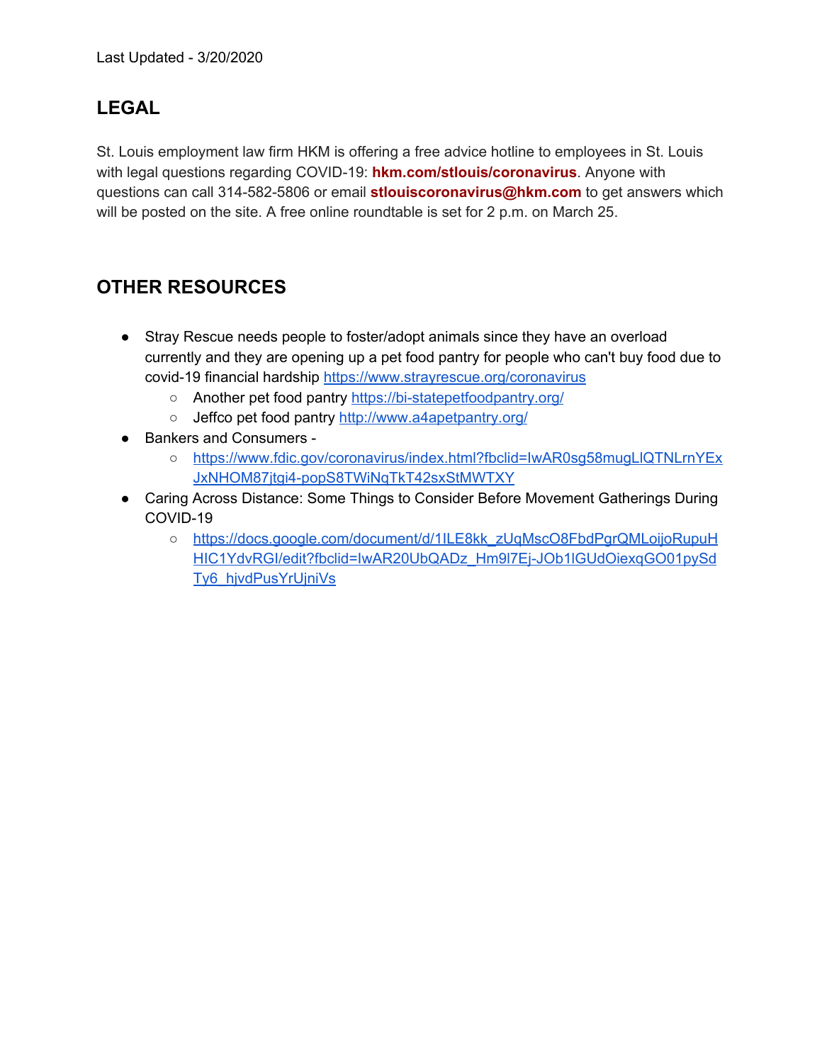Last Updated - 3/20/2020

## LEGAL

St. Louis employment law firm HKM is offering a free advice hotline to employees in St. Louis with legal questions regarding COVID-19: **hkm.com/stlouis/coronavirus**. Anyone with questions can call 314-582-5806 or email **stlouiscoronavirus@hkm.com** to get answers which will be posted on the site. A free online roundtable is set for 2 p.m. on March 25.

## OTHER RESOURCES

- Stray Rescue needs people to foster/adopt animals since they have an overload currently and they are opening up a pet food pantry for people who can't buy food due to covid-19 financial hardship https://www.strayrescue.org/coronavirus
  - Another pet food pantry https://bi-statepetfoodpantry.org/
  - Jeffco pet food pantry http://www.a4apetpantry.org/
- Bankers and Consumers -
  - https://www.fdic.gov/coronavirus/index.html?fbclid=IwAR0sg58mugLlQTNLrnYExJxNHOM87jtgi4-popS8TWiNqTkT42sxStMWTXY
- Caring Across Distance: Some Things to Consider Before Movement Gatherings During COVID-19
  - https://docs.google.com/document/d/1ILE8kk_zUqMscO8FbdPgrQMLoijoRupuHHIC1YdvRGI/edit?fbclid=IwAR20UbQADz_Hm9l7Ej-JOb1lGUdOiexqGO01pySdTy6_hjvdPusYrUjniVs